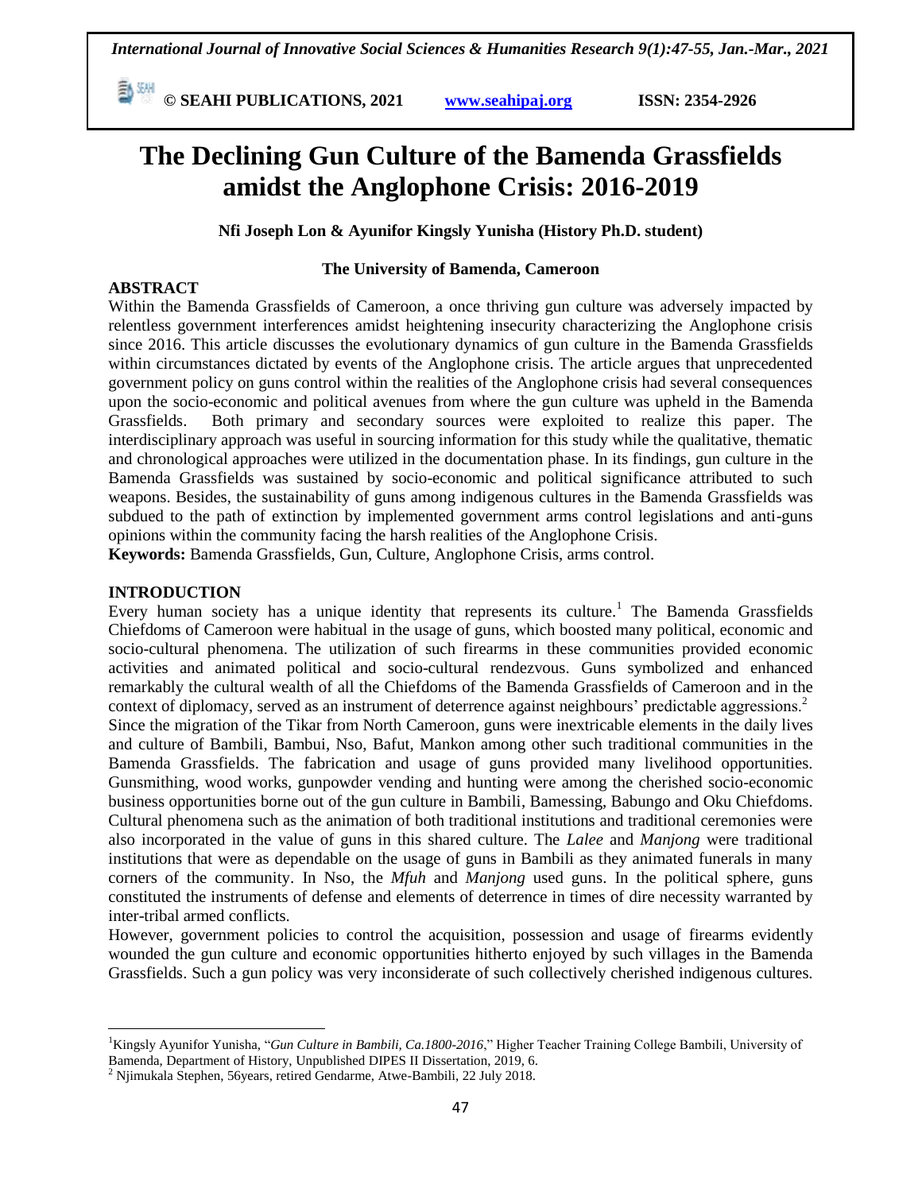# The Declining Gun Culture of the Bamenda Grassfields amidst the Anglophone Crisis: 2016-2019

**Nfi Joseph Lon & Ayunifor Kingsly Yunisha (History Ph.D. student)**

**The University of Bamenda, Cameroon**

## ABSTRACT

Within the Bamenda Grassfields of Cameroon, a once thriving gun culture was adversely impacted by relentless government interferences amidst heightening insecurity characterizing the Anglophone crisis since 2016. This article discusses the evolutionary dynamics of gun culture in the Bamenda Grassfields within circumstances dictated by events of the Anglophone crisis. The article argues that unprecedented government policy on guns control within the realities of the Anglophone crisis had several consequences upon the socio-economic and political avenues from where the gun culture was upheld in the Bamenda Grassfields. Both primary and secondary sources were exploited to realize this paper. The interdisciplinary approach was useful in sourcing information for this study while the qualitative, thematic and chronological approaches were utilized in the documentation phase. In its findings, gun culture in the Bamenda Grassfields was sustained by socio-economic and political significance attributed to such weapons. Besides, the sustainability of guns among indigenous cultures in the Bamenda Grassfields was subdued to the path of extinction by implemented government arms control legislations and anti-guns opinions within the community facing the harsh realities of the Anglophone Crisis.

**Keywords:** Bamenda Grassfields, Gun, Culture, Anglophone Crisis, arms control.

## INTRODUCTION

Every human society has a unique identity that represents its culture.[1] The Bamenda Grassfields Chiefdoms of Cameroon were habitual in the usage of guns, which boosted many political, economic and socio-cultural phenomena. The utilization of such firearms in these communities provided economic activities and animated political and socio-cultural rendezvous. Guns symbolized and enhanced remarkably the cultural wealth of all the Chiefdoms of the Bamenda Grassfields of Cameroon and in the context of diplomacy, served as an instrument of deterrence against neighbours' predictable aggressions.[2]

Since the migration of the Tikar from North Cameroon, guns were inextricable elements in the daily lives and culture of Bambili, Bambui, Nso, Bafut, Mankon among other such traditional communities in the Bamenda Grassfields. The fabrication and usage of guns provided many livelihood opportunities. Gunsmithing, wood works, gunpowder vending and hunting were among the cherished socio-economic business opportunities borne out of the gun culture in Bambili, Bamessing, Babungo and Oku Chiefdoms. Cultural phenomena such as the animation of both traditional institutions and traditional ceremonies were also incorporated in the value of guns in this shared culture. The *Lalee* and *Manjong* were traditional institutions that were as dependable on the usage of guns in Bambili as they animated funerals in many corners of the community. In Nso, the *Mfuh* and *Manjong* used guns. In the political sphere, guns constituted the instruments of defense and elements of deterrence in times of dire necessity warranted by inter-tribal armed conflicts.

However, government policies to control the acquisition, possession and usage of firearms evidently wounded the gun culture and economic opportunities hitherto enjoyed by such villages in the Bamenda Grassfields. Such a gun policy was very inconsiderate of such collectively cherished indigenous cultures.

---

[1] Kingsly Ayunifor Yunisha, "*Gun Culture in Bambili, Ca.1800-2016*," Higher Teacher Training College Bambili, University of Bamenda, Department of History, Unpublished DIPES II Dissertation, 2019, 6.

[2] Njimukala Stephen, 56years, retired Gendarme, Atwe-Bambili, 22 July 2018.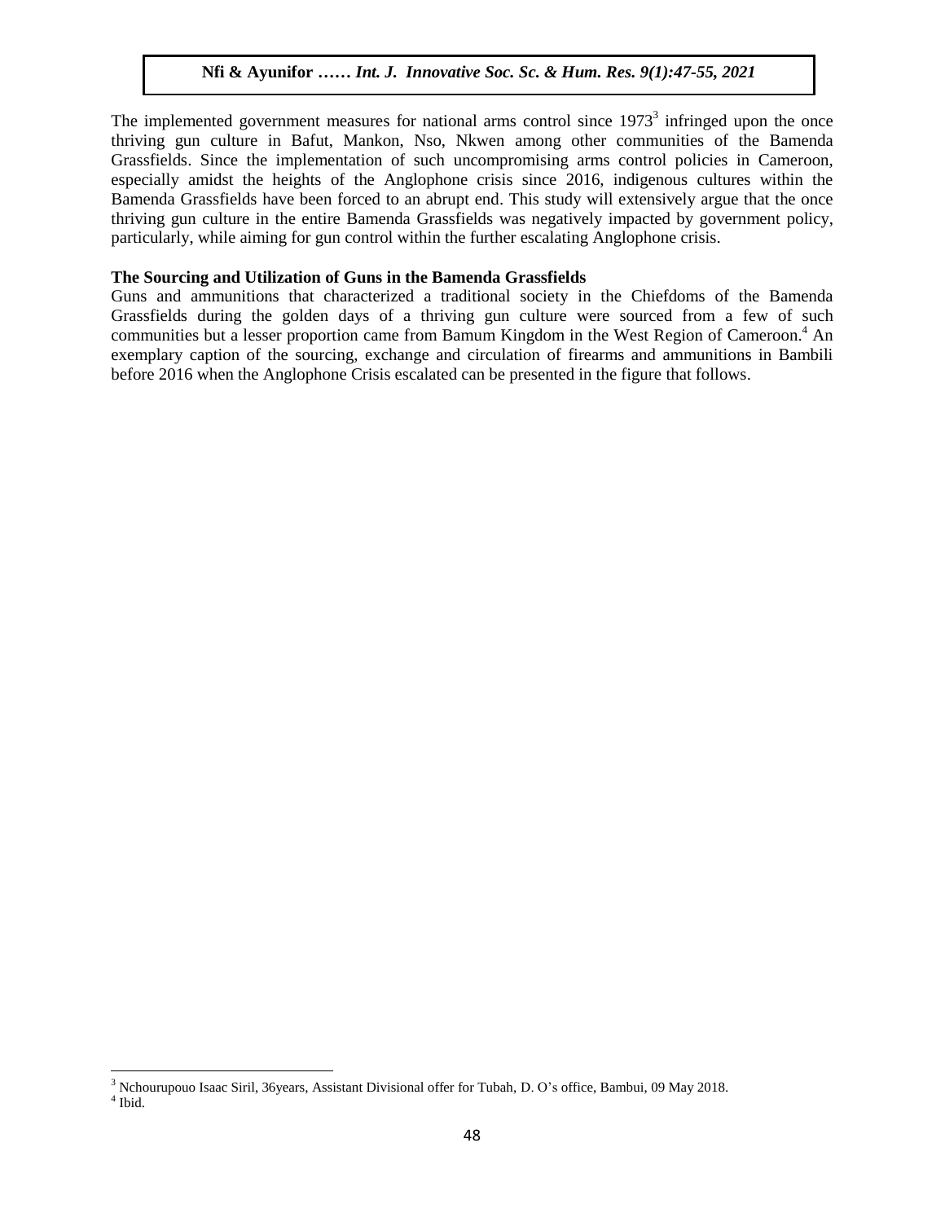The implemented government measures for national arms control since 1973[3] infringed upon the once thriving gun culture in Bafut, Mankon, Nso, Nkwen among other communities of the Bamenda Grassfields. Since the implementation of such uncompromising arms control policies in Cameroon, especially amidst the heights of the Anglophone crisis since 2016, indigenous cultures within the Bamenda Grassfields have been forced to an abrupt end. This study will extensively argue that the once thriving gun culture in the entire Bamenda Grassfields was negatively impacted by government policy, particularly, while aiming for gun control within the further escalating Anglophone crisis.

**The Sourcing and Utilization of Guns in the Bamenda Grassfields**

Guns and ammunitions that characterized a traditional society in the Chiefdoms of the Bamenda Grassfields during the golden days of a thriving gun culture were sourced from a few of such communities but a lesser proportion came from Bamum Kingdom in the West Region of Cameroon.[4] An exemplary caption of the sourcing, exchange and circulation of firearms and ammunitions in Bambili before 2016 when the Anglophone Crisis escalated can be presented in the figure that follows.

---

[3] Nchourupouo Isaac Siril, 36years, Assistant Divisional offer for Tubah, D. O's office, Bambui, 09 May 2018.

[4] Ibid.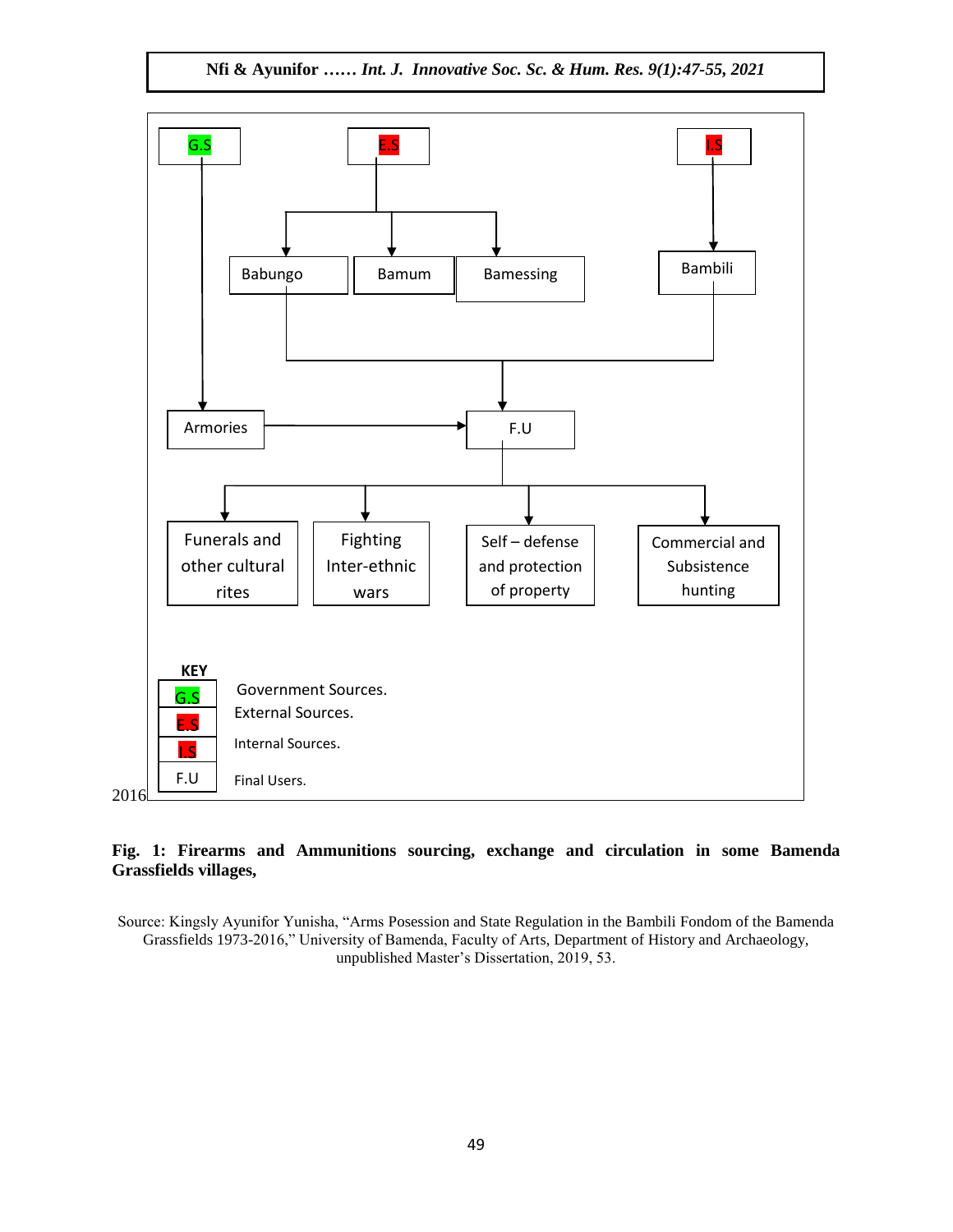G.S

E.S

I.S

Babungo

Bamum

Bamessing

Bambili

Armories

F.U

Funerals and other cultural rites

Fighting Inter-ethnic wars

Self – defense and protection of property

Commercial and Subsistence hunting

**KEY**

| | |
|---|---|
| G.S | Government Sources. |
| E.S | External Sources. |
| I.S | Internal Sources. |
| F.U | Final Users. |

**Fig. 1: Firearms and Ammunitions sourcing, exchange and circulation in some Bamenda Grassfields villages,** 2016

Source: Kingsly Ayunifor Yunisha, "Arms Posession and State Regulation in the Bambili Fondom of the Bamenda Grassfields 1973-2016," University of Bamenda, Faculty of Arts, Department of History and Archaeology, unpublished Master's Dissertation, 2019, 53.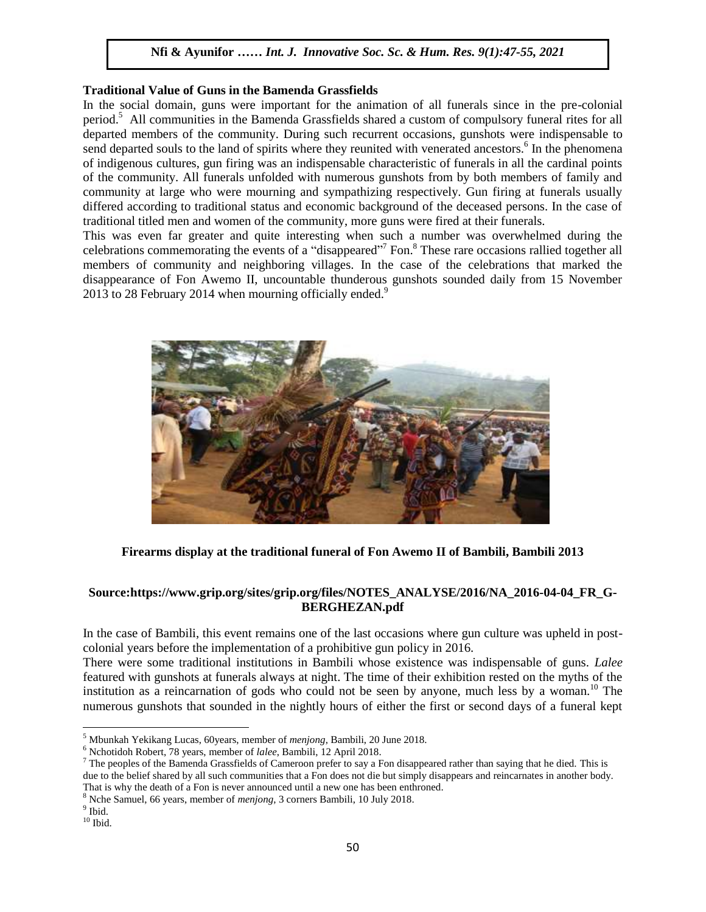### Traditional Value of Guns in the Bamenda Grassfields

In the social domain, guns were important for the animation of all funerals since in the pre-colonial period.[5] All communities in the Bamenda Grassfields shared a custom of compulsory funeral rites for all departed members of the community. During such recurrent occasions, gunshots were indispensable to send departed souls to the land of spirits where they reunited with venerated ancestors.[6] In the phenomena of indigenous cultures, gun firing was an indispensable characteristic of funerals in all the cardinal points of the community. All funerals unfolded with numerous gunshots from by both members of family and community at large who were mourning and sympathizing respectively. Gun firing at funerals usually differed according to traditional status and economic background of the deceased persons. In the case of traditional titled men and women of the community, more guns were fired at their funerals.

This was even far greater and quite interesting when such a number was overwhelmed during the celebrations commemorating the events of a "disappeared"[7] Fon.[8] These rare occasions rallied together all members of community and neighboring villages. In the case of the celebrations that marked the disappearance of Fon Awemo II, uncountable thunderous gunshots sounded daily from 15 November 2013 to 28 February 2014 when mourning officially ended.[9]

**Firearms display at the traditional funeral of Fon Awemo II of Bambili, Bambili 2013**

**Source:https://www.grip.org/sites/grip.org/files/NOTES_ANALYSE/2016/NA_2016-04-04_FR_G-BERGHEZAN.pdf**

In the case of Bambili, this event remains one of the last occasions where gun culture was upheld in post-colonial years before the implementation of a prohibitive gun policy in 2016.

There were some traditional institutions in Bambili whose existence was indispensable of guns. *Lalee* featured with gunshots at funerals always at night. The time of their exhibition rested on the myths of the institution as a reincarnation of gods who could not be seen by anyone, much less by a woman.[10] The numerous gunshots that sounded in the nightly hours of either the first or second days of a funeral kept

---

[5] Mbunkah Yekikang Lucas, 60years, member of *menjong*, Bambili, 20 June 2018.

[6] Nchotidoh Robert, 78 years, member of *lalee*, Bambili, 12 April 2018.

[7] The peoples of the Bamenda Grassfields of Cameroon prefer to say a Fon disappeared rather than saying that he died. This is due to the belief shared by all such communities that a Fon does not die but simply disappears and reincarnates in another body. That is why the death of a Fon is never announced until a new one has been enthroned.

[8] Nche Samuel, 66 years, member of *menjong*, 3 corners Bambili, 10 July 2018.

[9] Ibid.

[10] Ibid.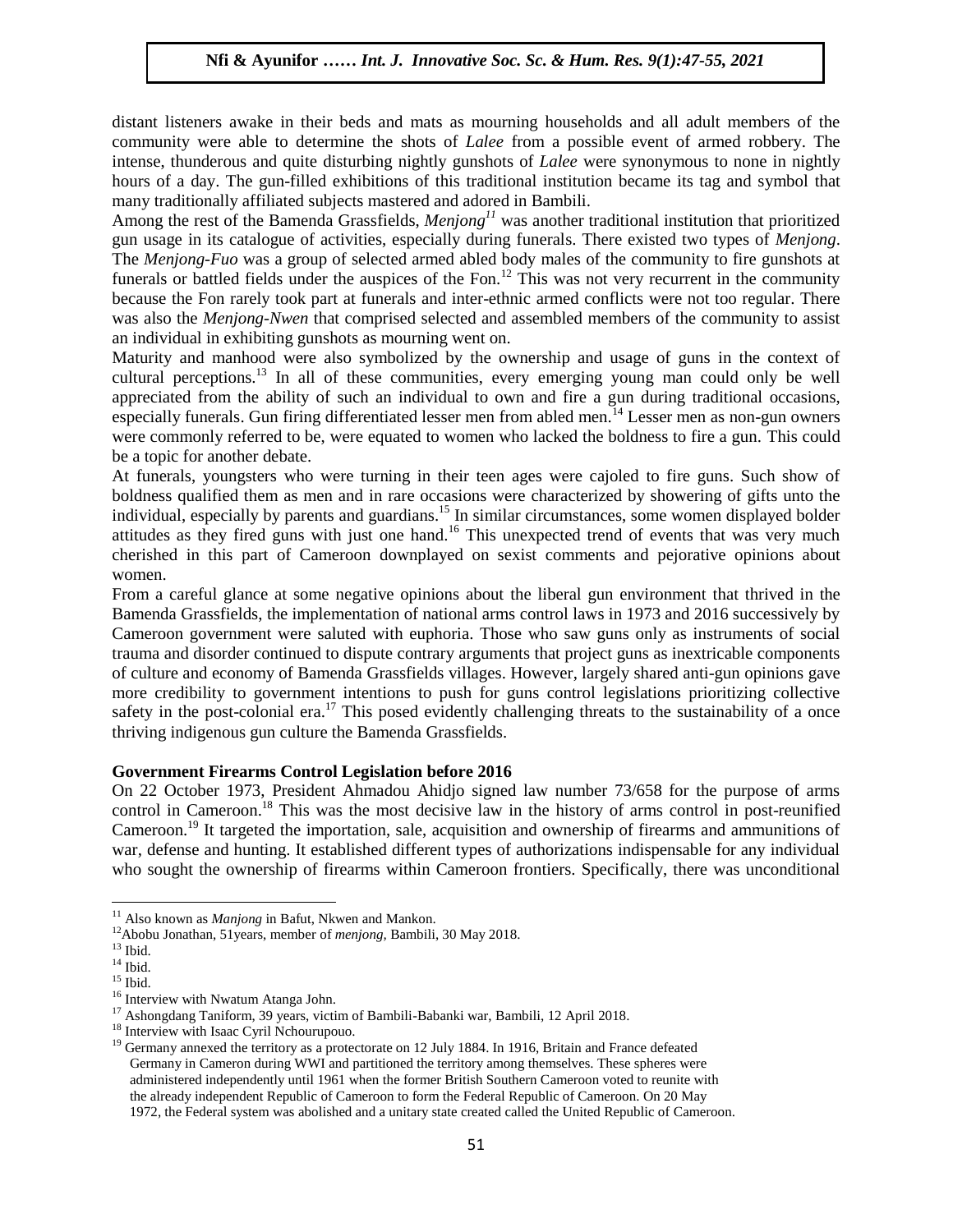distant listeners awake in their beds and mats as mourning households and all adult members of the community were able to determine the shots of *Lalee* from a possible event of armed robbery. The intense, thunderous and quite disturbing nightly gunshots of *Lalee* were synonymous to none in nightly hours of a day. The gun-filled exhibitions of this traditional institution became its tag and symbol that many traditionally affiliated subjects mastered and adored in Bambili.

Among the rest of the Bamenda Grassfields, *Menjong*[11] was another traditional institution that prioritized gun usage in its catalogue of activities, especially during funerals. There existed two types of *Menjong*. The *Menjong-Fuo* was a group of selected armed abled body males of the community to fire gunshots at funerals or battled fields under the auspices of the Fon.[12] This was not very recurrent in the community because the Fon rarely took part at funerals and inter-ethnic armed conflicts were not too regular. There was also the *Menjong-Nwen* that comprised selected and assembled members of the community to assist an individual in exhibiting gunshots as mourning went on.

Maturity and manhood were also symbolized by the ownership and usage of guns in the context of cultural perceptions.[13] In all of these communities, every emerging young man could only be well appreciated from the ability of such an individual to own and fire a gun during traditional occasions, especially funerals. Gun firing differentiated lesser men from abled men.[14] Lesser men as non-gun owners were commonly referred to be, were equated to women who lacked the boldness to fire a gun. This could be a topic for another debate.

At funerals, youngsters who were turning in their teen ages were cajoled to fire guns. Such show of boldness qualified them as men and in rare occasions were characterized by showering of gifts unto the individual, especially by parents and guardians.[15] In similar circumstances, some women displayed bolder attitudes as they fired guns with just one hand.[16] This unexpected trend of events that was very much cherished in this part of Cameroon downplayed on sexist comments and pejorative opinions about women.

From a careful glance at some negative opinions about the liberal gun environment that thrived in the Bamenda Grassfields, the implementation of national arms control laws in 1973 and 2016 successively by Cameroon government were saluted with euphoria. Those who saw guns only as instruments of social trauma and disorder continued to dispute contrary arguments that project guns as inextricable components of culture and economy of Bamenda Grassfields villages. However, largely shared anti-gun opinions gave more credibility to government intentions to push for guns control legislations prioritizing collective safety in the post-colonial era.[17] This posed evidently challenging threats to the sustainability of a once thriving indigenous gun culture the Bamenda Grassfields.

**Government Firearms Control Legislation before 2016**

On 22 October 1973, President Ahmadou Ahidjo signed law number 73/658 for the purpose of arms control in Cameroon.[18] This was the most decisive law in the history of arms control in post-reunified Cameroon.[19] It targeted the importation, sale, acquisition and ownership of firearms and ammunitions of war, defense and hunting. It established different types of authorizations indispensable for any individual who sought the ownership of firearms within Cameroon frontiers. Specifically, there was unconditional

---

[11] Also known as *Manjong* in Bafut, Nkwen and Mankon.

[12] Abobu Jonathan, 51years, member of *menjong*, Bambili, 30 May 2018.

[13] Ibid.

[14] Ibid.

[15] Ibid.

[16] Interview with Nwatum Atanga John.

[17] Ashongdang Taniform, 39 years, victim of Bambili-Babanki war, Bambili, 12 April 2018.

[18] Interview with Isaac Cyril Nchourupouo.

[19] Germany annexed the territory as a protectorate on 12 July 1884. In 1916, Britain and France defeated Germany in Cameroon during WWI and partitioned the territory among themselves. These spheres were administered independently until 1961 when the former British Southern Cameroon voted to reunite with the already independent Republic of Cameroon to form the Federal Republic of Cameroon. On 20 May 1972, the Federal system was abolished and a unitary state created called the United Republic of Cameroon.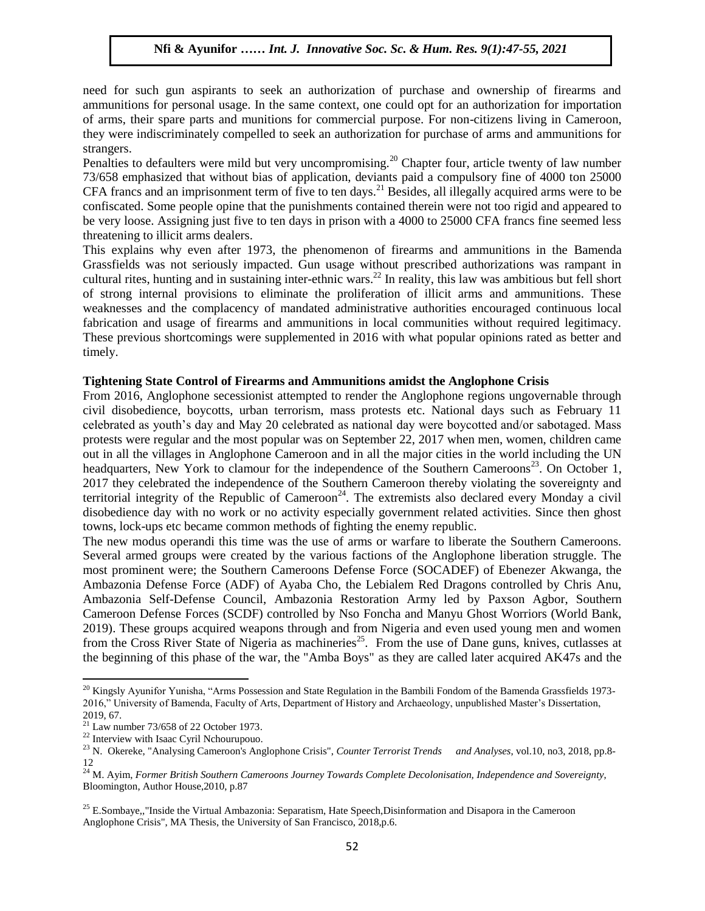need for such gun aspirants to seek an authorization of purchase and ownership of firearms and ammunitions for personal usage. In the same context, one could opt for an authorization for importation of arms, their spare parts and munitions for commercial purpose. For non-citizens living in Cameroon, they were indiscriminately compelled to seek an authorization for purchase of arms and ammunitions for strangers.

Penalties to defaulters were mild but very uncompromising.[20] Chapter four, article twenty of law number 73/658 emphasized that without bias of application, deviants paid a compulsory fine of 4000 ton 25000 CFA francs and an imprisonment term of five to ten days.[21] Besides, all illegally acquired arms were to be confiscated. Some people opine that the punishments contained therein were not too rigid and appeared to be very loose. Assigning just five to ten days in prison with a 4000 to 25000 CFA francs fine seemed less threatening to illicit arms dealers.

This explains why even after 1973, the phenomenon of firearms and ammunitions in the Bamenda Grassfields was not seriously impacted. Gun usage without prescribed authorizations was rampant in cultural rites, hunting and in sustaining inter-ethnic wars.[22] In reality, this law was ambitious but fell short of strong internal provisions to eliminate the proliferation of illicit arms and ammunitions. These weaknesses and the complacency of mandated administrative authorities encouraged continuous local fabrication and usage of firearms and ammunitions in local communities without required legitimacy. These previous shortcomings were supplemented in 2016 with what popular opinions rated as better and timely.

**Tightening State Control of Firearms and Ammunitions amidst the Anglophone Crisis**

From 2016, Anglophone secessionist attempted to render the Anglophone regions ungovernable through civil disobedience, boycotts, urban terrorism, mass protests etc. National days such as February 11 celebrated as youth's day and May 20 celebrated as national day were boycotted and/or sabotaged. Mass protests were regular and the most popular was on September 22, 2017 when men, women, children came out in all the villages in Anglophone Cameroon and in all the major cities in the world including the UN headquarters, New York to clamour for the independence of the Southern Cameroons[23]. On October 1, 2017 they celebrated the independence of the Southern Cameroon thereby violating the sovereignty and territorial integrity of the Republic of Cameroon[24]. The extremists also declared every Monday a civil disobedience day with no work or no activity especially government related activities. Since then ghost towns, lock-ups etc became common methods of fighting the enemy republic.

The new modus operandi this time was the use of arms or warfare to liberate the Southern Cameroons. Several armed groups were created by the various factions of the Anglophone liberation struggle. The most prominent were; the Southern Cameroons Defense Force (SOCADEF) of Ebenezer Akwanga, the Ambazonia Defense Force (ADF) of Ayaba Cho, the Lebialem Red Dragons controlled by Chris Anu, Ambazonia Self-Defense Council, Ambazonia Restoration Army led by Paxson Agbor, Southern Cameroon Defense Forces (SCDF) controlled by Nso Foncha and Manyu Ghost Worriors (World Bank, 2019). These groups acquired weapons through and from Nigeria and even used young men and women from the Cross River State of Nigeria as machineries[25]. From the use of Dane guns, knives, cutlasses at the beginning of this phase of the war, the "Amba Boys" as they are called later acquired AK47s and the

---

[20] Kingsly Ayunifor Yunisha, "Arms Possession and State Regulation in the Bambili Fondom of the Bamenda Grassfields 1973-2016," University of Bamenda, Faculty of Arts, Department of History and Archaeology, unpublished Master's Dissertation, 2019, 67.

[21] Law number 73/658 of 22 October 1973.

[22] Interview with Isaac Cyril Nchourupouo.

[23] N. Okereke, "Analysing Cameroon's Anglophone Crisis", *Counter Terrorist Trends and Analyses*, vol.10, no3, 2018, pp.8-12

[24] M. Ayim, *Former British Southern Cameroons Journey Towards Complete Decolonisation, Independence and Sovereignty*, Bloomington, Author House,2010, p.87

[25] E.Sombaye,,"Inside the Virtual Ambazonia: Separatism, Hate Speech,Disinformation and Disapora in the Cameroon Anglophone Crisis", MA Thesis, the University of San Francisco, 2018,p.6.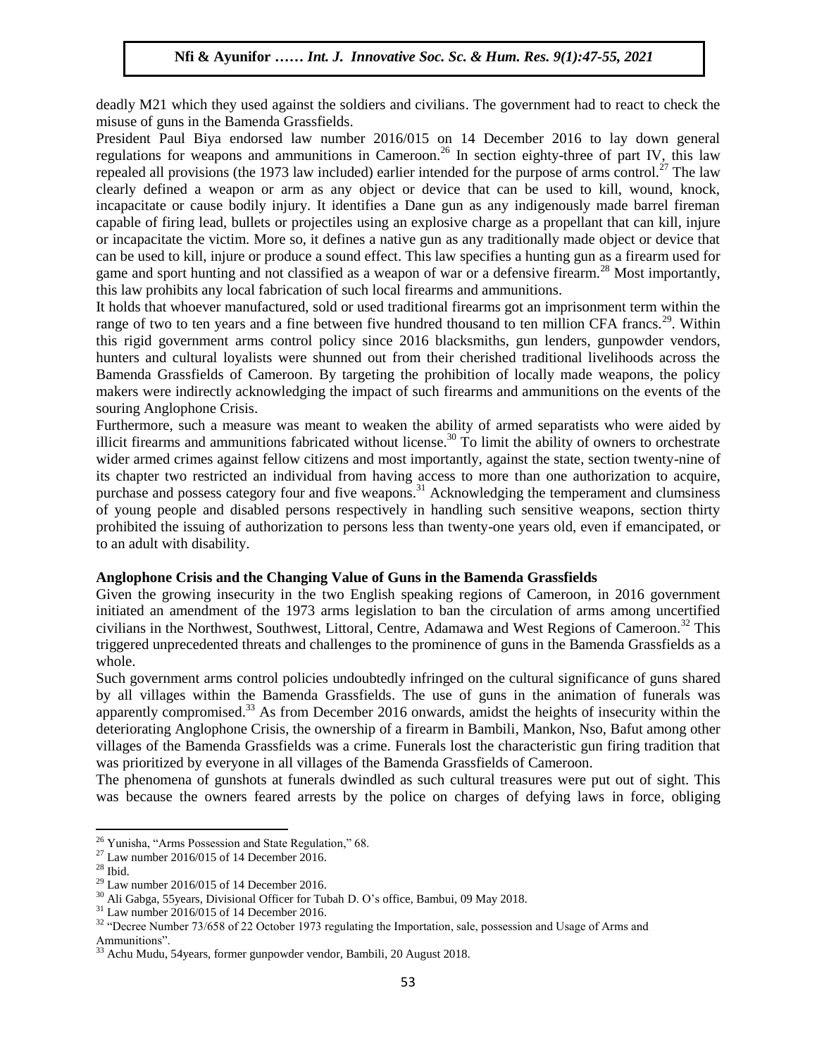deadly M21 which they used against the soldiers and civilians. The government had to react to check the misuse of guns in the Bamenda Grassfields.

President Paul Biya endorsed law number 2016/015 on 14 December 2016 to lay down general regulations for weapons and ammunitions in Cameroon.[26] In section eighty-three of part IV, this law repealed all provisions (the 1973 law included) earlier intended for the purpose of arms control.[27] The law clearly defined a weapon or arm as any object or device that can be used to kill, wound, knock, incapacitate or cause bodily injury. It identifies a Dane gun as any indigenously made barrel fireman capable of firing lead, bullets or projectiles using an explosive charge as a propellant that can kill, injure or incapacitate the victim. More so, it defines a native gun as any traditionally made object or device that can be used to kill, injure or produce a sound effect. This law specifies a hunting gun as a firearm used for game and sport hunting and not classified as a weapon of war or a defensive firearm.[28] Most importantly, this law prohibits any local fabrication of such local firearms and ammunitions.

It holds that whoever manufactured, sold or used traditional firearms got an imprisonment term within the range of two to ten years and a fine between five hundred thousand to ten million CFA francs.[29]. Within this rigid government arms control policy since 2016 blacksmiths, gun lenders, gunpowder vendors, hunters and cultural loyalists were shunned out from their cherished traditional livelihoods across the Bamenda Grassfields of Cameroon. By targeting the prohibition of locally made weapons, the policy makers were indirectly acknowledging the impact of such firearms and ammunitions on the events of the souring Anglophone Crisis.

Furthermore, such a measure was meant to weaken the ability of armed separatists who were aided by illicit firearms and ammunitions fabricated without license.[30] To limit the ability of owners to orchestrate wider armed crimes against fellow citizens and most importantly, against the state, section twenty-nine of its chapter two restricted an individual from having access to more than one authorization to acquire, purchase and possess category four and five weapons.[31] Acknowledging the temperament and clumsiness of young people and disabled persons respectively in handling such sensitive weapons, section thirty prohibited the issuing of authorization to persons less than twenty-one years old, even if emancipated, or to an adult with disability.

**Anglophone Crisis and the Changing Value of Guns in the Bamenda Grassfields**

Given the growing insecurity in the two English speaking regions of Cameroon, in 2016 government initiated an amendment of the 1973 arms legislation to ban the circulation of arms among uncertified civilians in the Northwest, Southwest, Littoral, Centre, Adamawa and West Regions of Cameroon.[32] This triggered unprecedented threats and challenges to the prominence of guns in the Bamenda Grassfields as a whole.

Such government arms control policies undoubtedly infringed on the cultural significance of guns shared by all villages within the Bamenda Grassfields. The use of guns in the animation of funerals was apparently compromised.[33] As from December 2016 onwards, amidst the heights of insecurity within the deteriorating Anglophone Crisis, the ownership of a firearm in Bambili, Mankon, Nso, Bafut among other villages of the Bamenda Grassfields was a crime. Funerals lost the characteristic gun firing tradition that was prioritized by everyone in all villages of the Bamenda Grassfields of Cameroon.

The phenomena of gunshots at funerals dwindled as such cultural treasures were put out of sight. This was because the owners feared arrests by the police on charges of defying laws in force, obliging

---

[26] Yunisha, "Arms Possession and State Regulation," 68.

[27] Law number 2016/015 of 14 December 2016.

[28] Ibid.

[29] Law number 2016/015 of 14 December 2016.

[30] Ali Gabga, 55years, Divisional Officer for Tubah D. O's office, Bambui, 09 May 2018.

[31] Law number 2016/015 of 14 December 2016.

[32] "Decree Number 73/658 of 22 October 1973 regulating the Importation, sale, possession and Usage of Arms and Ammunitions".

[33] Achu Mudu, 54years, former gunpowder vendor, Bambili, 20 August 2018.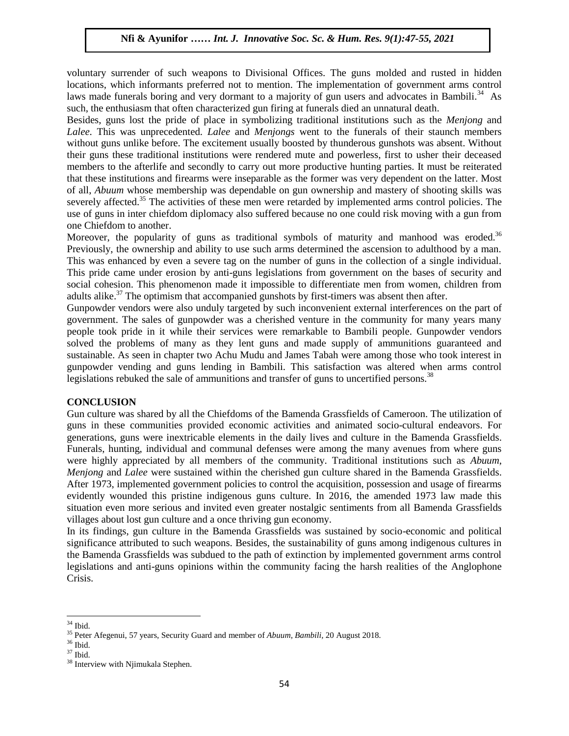voluntary surrender of such weapons to Divisional Offices. The guns molded and rusted in hidden locations, which informants preferred not to mention. The implementation of government arms control laws made funerals boring and very dormant to a majority of gun users and advocates in Bambili.[34] As such, the enthusiasm that often characterized gun firing at funerals died an unnatural death.

Besides, guns lost the pride of place in symbolizing traditional institutions such as the *Menjong* and *Lalee*. This was unprecedented. *Lalee* and *Menjongs* went to the funerals of their staunch members without guns unlike before. The excitement usually boosted by thunderous gunshots was absent. Without their guns these traditional institutions were rendered mute and powerless, first to usher their deceased members to the afterlife and secondly to carry out more productive hunting parties. It must be reiterated that these institutions and firearms were inseparable as the former was very dependent on the latter. Most of all, *Abuum* whose membership was dependable on gun ownership and mastery of shooting skills was severely affected.[35] The activities of these men were retarded by implemented arms control policies. The use of guns in inter chiefdom diplomacy also suffered because no one could risk moving with a gun from one Chiefdom to another.

Moreover, the popularity of guns as traditional symbols of maturity and manhood was eroded.[36] Previously, the ownership and ability to use such arms determined the ascension to adulthood by a man. This was enhanced by even a severe tag on the number of guns in the collection of a single individual. This pride came under erosion by anti-guns legislations from government on the bases of security and social cohesion. This phenomenon made it impossible to differentiate men from women, children from adults alike.[37] The optimism that accompanied gunshots by first-timers was absent then after.

Gunpowder vendors were also unduly targeted by such inconvenient external interferences on the part of government. The sales of gunpowder was a cherished venture in the community for many years many people took pride in it while their services were remarkable to Bambili people. Gunpowder vendors solved the problems of many as they lent guns and made supply of ammunitions guaranteed and sustainable. As seen in chapter two Achu Mudu and James Tabah were among those who took interest in gunpowder vending and guns lending in Bambili. This satisfaction was altered when arms control legislations rebuked the sale of ammunitions and transfer of guns to uncertified persons.[38]

## CONCLUSION

Gun culture was shared by all the Chiefdoms of the Bamenda Grassfields of Cameroon. The utilization of guns in these communities provided economic activities and animated socio-cultural endeavors. For generations, guns were inextricable elements in the daily lives and culture in the Bamenda Grassfields. Funerals, hunting, individual and communal defenses were among the many avenues from where guns were highly appreciated by all members of the community. Traditional institutions such as *Abuum*, *Menjong* and *Lalee* were sustained within the cherished gun culture shared in the Bamenda Grassfields. After 1973, implemented government policies to control the acquisition, possession and usage of firearms evidently wounded this pristine indigenous guns culture. In 2016, the amended 1973 law made this situation even more serious and invited even greater nostalgic sentiments from all Bamenda Grassfields villages about lost gun culture and a once thriving gun economy.

In its findings, gun culture in the Bamenda Grassfields was sustained by socio-economic and political significance attributed to such weapons. Besides, the sustainability of guns among indigenous cultures in the Bamenda Grassfields was subdued to the path of extinction by implemented government arms control legislations and anti-guns opinions within the community facing the harsh realities of the Anglophone Crisis.

---

[34] Ibid.

[35] Peter Afegenui, 57 years, Security Guard and member of *Abuum, Bambili*, 20 August 2018.

[36] Ibid.

[37] Ibid.

[38] Interview with Njimukala Stephen.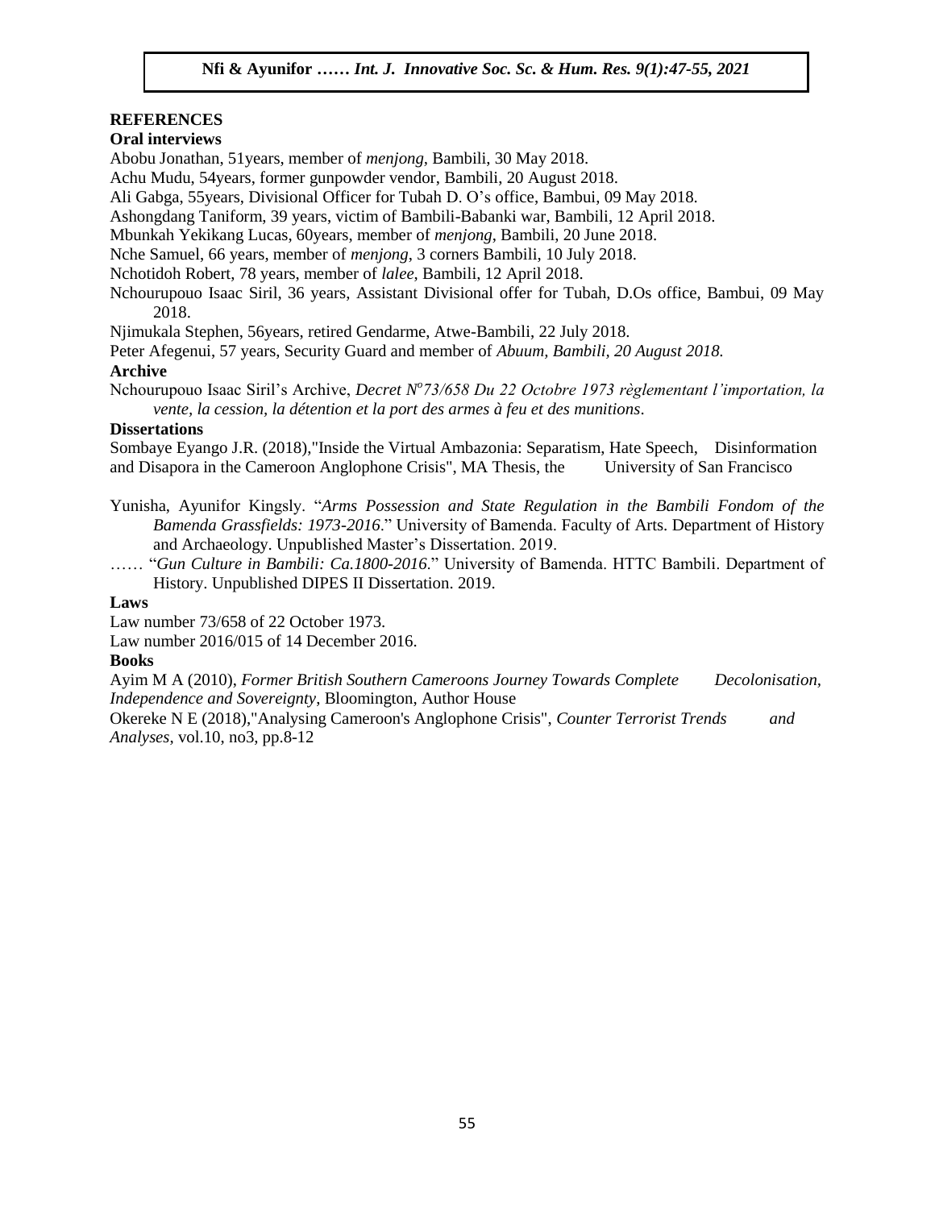## REFERENCES

### Oral interviews

Abobu Jonathan, 51years, member of *menjong*, Bambili, 30 May 2018.

Achu Mudu, 54years, former gunpowder vendor, Bambili, 20 August 2018.

Ali Gabga, 55years, Divisional Officer for Tubah D. O's office, Bambui, 09 May 2018.

Ashongdang Taniform, 39 years, victim of Bambili-Babanki war, Bambili, 12 April 2018.

Mbunkah Yekikang Lucas, 60years, member of *menjong*, Bambili, 20 June 2018.

Nche Samuel, 66 years, member of *menjong*, 3 corners Bambili, 10 July 2018.

Nchotidoh Robert, 78 years, member of *lalee*, Bambili, 12 April 2018.

Nchourupouo Isaac Siril, 36 years, Assistant Divisional offer for Tubah, D.Os office, Bambui, 09 May 2018.

Njimukala Stephen, 56years, retired Gendarme, Atwe-Bambili, 22 July 2018.

Peter Afegenui, 57 years, Security Guard and member of *Abuum, Bambili, 20 August 2018.*

### Archive

Nchourupouo Isaac Siril's Archive, *Decret N°73/658 Du 22 Octobre 1973 règlementant l'importation, la vente, la cession, la détention et la port des armes à feu et des munitions*.

### Dissertations

Sombaye Eyango J.R. (2018),"Inside the Virtual Ambazonia: Separatism, Hate Speech, Disinformation and Disapora in the Cameroon Anglophone Crisis", MA Thesis, the University of San Francisco

Yunisha, Ayunifor Kingsly. "*Arms Possession and State Regulation in the Bambili Fondom of the Bamenda Grassfields: 1973-2016*." University of Bamenda. Faculty of Arts. Department of History and Archaeology. Unpublished Master's Dissertation. 2019.

…… "*Gun Culture in Bambili: Ca.1800-2016*." University of Bamenda. HTTC Bambili. Department of History. Unpublished DIPES II Dissertation. 2019.

### Laws

Law number 73/658 of 22 October 1973.

Law number 2016/015 of 14 December 2016.

### Books

Ayim M A (2010), *Former British Southern Cameroons Journey Towards Complete Decolonisation, Independence and Sovereignty*, Bloomington, Author House

Okereke N E (2018),"Analysing Cameroon's Anglophone Crisis", *Counter Terrorist Trends and Analyses*, vol.10, no3, pp.8-12